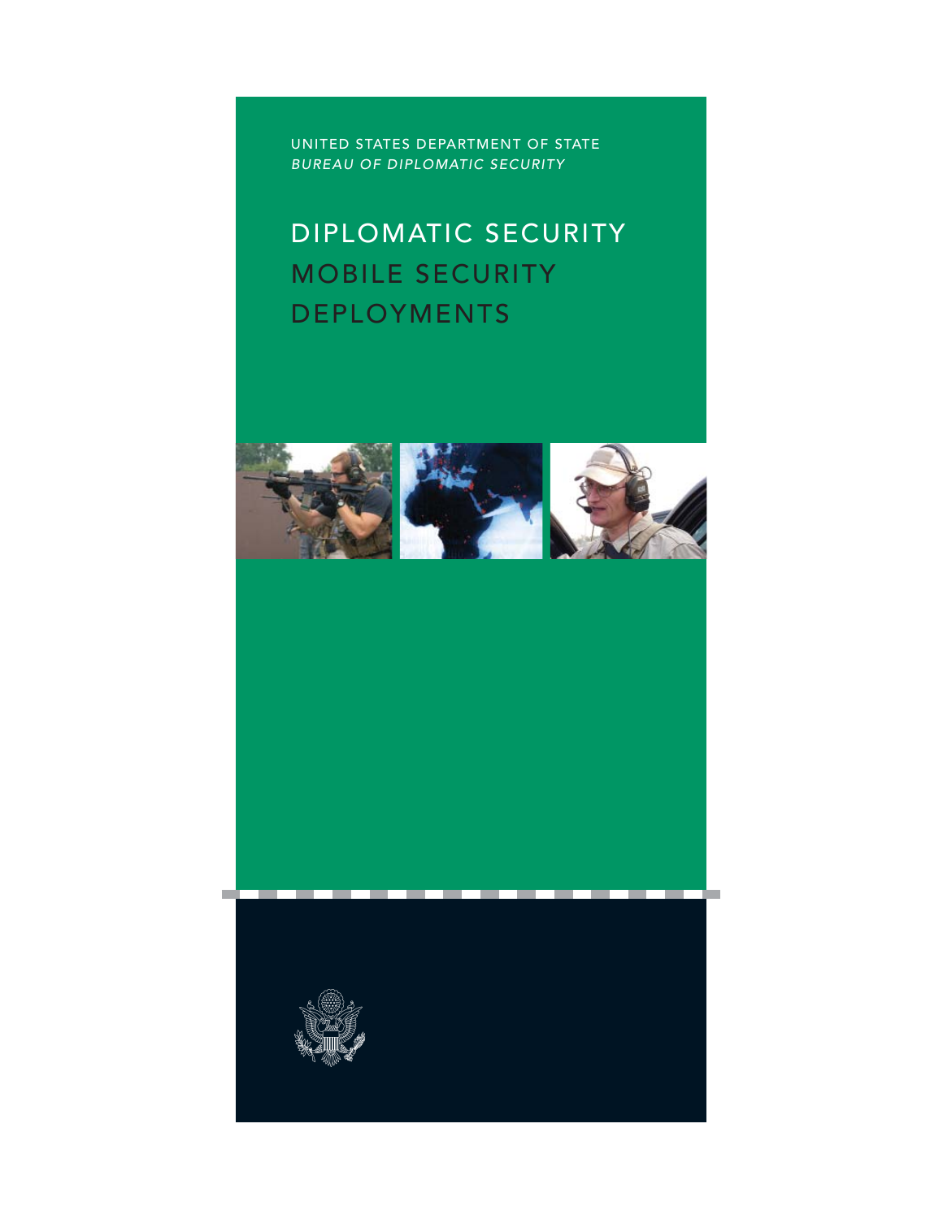UNITED STATES DEPARTMENT OF STATE
*BUREAU OF DIPLOMATIC SECURITY*

# DIPLOMATIC SECURITY MOBILE SECURITY DEPLOYMENTS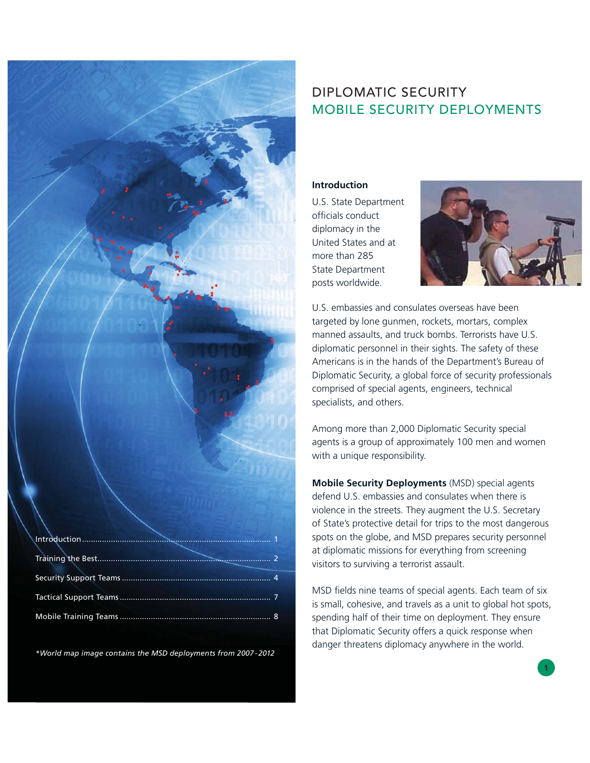Introduction .................................................................................... 1

Training the Best............................................................................. 2

Security Support Teams .................................................................. 4

Tactical Support Teams ................................................................... 7

Mobile Training Teams .................................................................... 8

*World map image contains the MSD deployments from 2007-2012*

# DIPLOMATIC SECURITY
# MOBILE SECURITY DEPLOYMENTS

### Introduction

U.S. State Department officials conduct diplomacy in the United States and at more than 285 State Department posts worldwide.

U.S. embassies and consulates overseas have been targeted by lone gunmen, rockets, mortars, complex manned assaults, and truck bombs. Terrorists have U.S. diplomatic personnel in their sights. The safety of these Americans is in the hands of the Department's Bureau of Diplomatic Security, a global force of security professionals comprised of special agents, engineers, technical specialists, and others.

Among more than 2,000 Diplomatic Security special agents is a group of approximately 100 men and women with a unique responsibility.

**Mobile Security Deployments** (MSD) special agents defend U.S. embassies and consulates when there is violence in the streets. They augment the U.S. Secretary of State's protective detail for trips to the most dangerous spots on the globe, and MSD prepares security personnel at diplomatic missions for everything from screening visitors to surviving a terrorist assault.

MSD fields nine teams of special agents. Each team of six is small, cohesive, and travels as a unit to global hot spots, spending half of their time on deployment. They ensure that Diplomatic Security offers a quick response when danger threatens diplomacy anywhere in the world.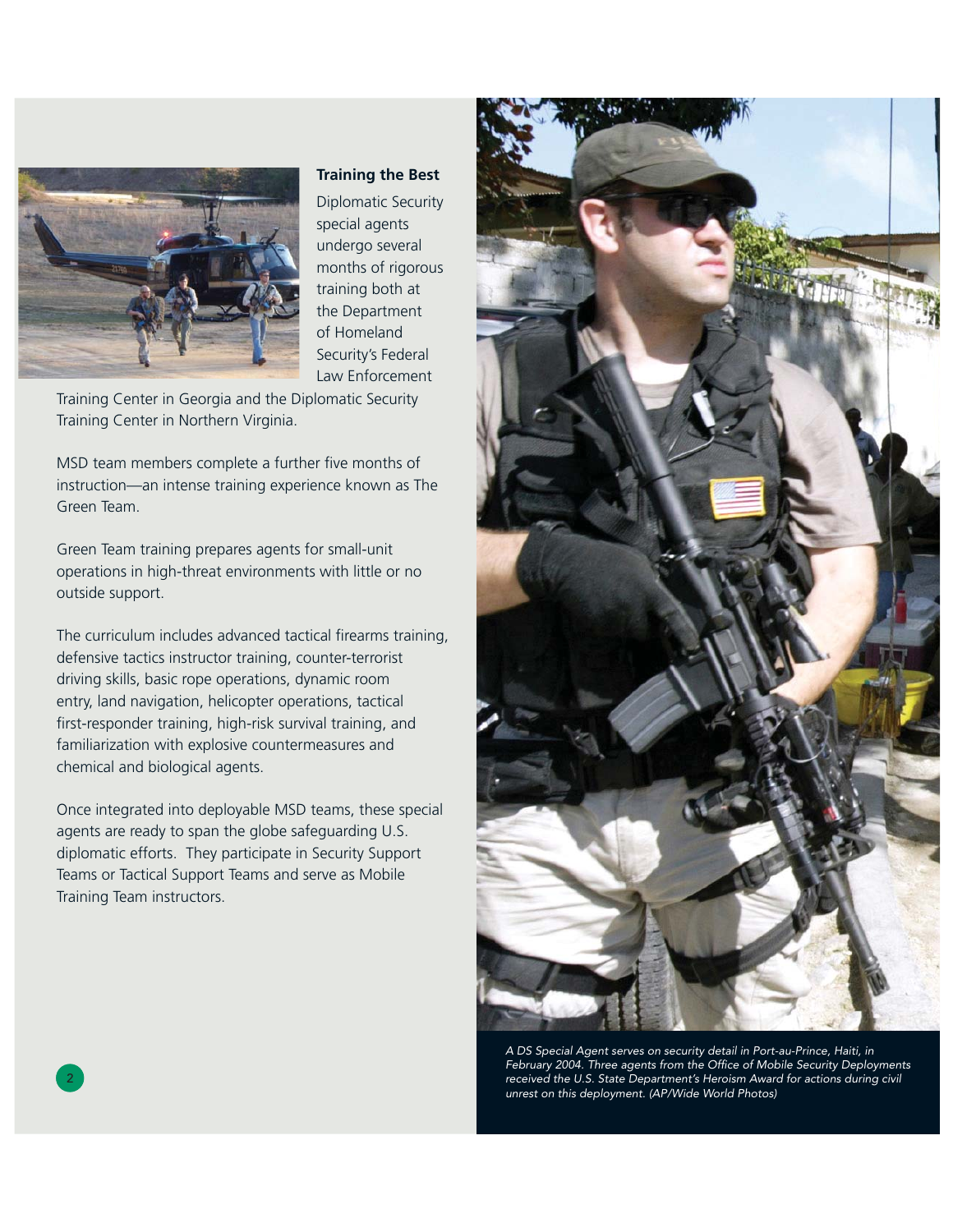## Training the Best

Diplomatic Security special agents undergo several months of rigorous training both at the Department of Homeland Security's Federal Law Enforcement Training Center in Georgia and the Diplomatic Security Training Center in Northern Virginia.

MSD team members complete a further five months of instruction—an intense training experience known as The Green Team.

Green Team training prepares agents for small-unit operations in high-threat environments with little or no outside support.

The curriculum includes advanced tactical firearms training, defensive tactics instructor training, counter-terrorist driving skills, basic rope operations, dynamic room entry, land navigation, helicopter operations, tactical first-responder training, high-risk survival training, and familiarization with explosive countermeasures and chemical and biological agents.

Once integrated into deployable MSD teams, these special agents are ready to span the globe safeguarding U.S. diplomatic efforts. They participate in Security Support Teams or Tactical Support Teams and serve as Mobile Training Team instructors.

*A DS Special Agent serves on security detail in Port-au-Prince, Haiti, in February 2004. Three agents from the Office of Mobile Security Deployments received the U.S. State Department's Heroism Award for actions during civil unrest on this deployment. (AP/Wide World Photos)*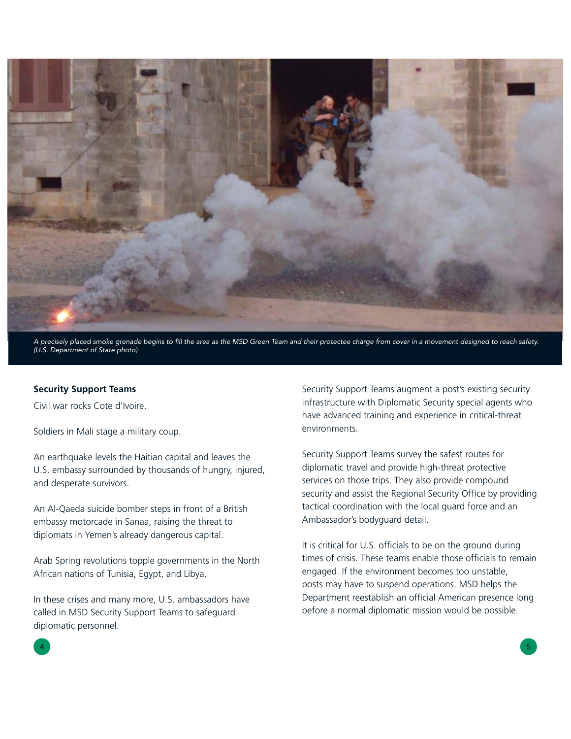*A precisely placed smoke grenade begins to fill the area as the MSD Green Team and their protectee charge from cover in a movement designed to reach safety. (U.S. Department of State photo)*

**Security Support Teams**

Civil war rocks Cote d'Ivoire.

Soldiers in Mali stage a military coup.

An earthquake levels the Haitian capital and leaves the U.S. embassy surrounded by thousands of hungry, injured, and desperate survivors.

An Al-Qaeda suicide bomber steps in front of a British embassy motorcade in Sanaa, raising the threat to diplomats in Yemen's already dangerous capital.

Arab Spring revolutions topple governments in the North African nations of Tunisia, Egypt, and Libya.

In these crises and many more, U.S. ambassadors have called in MSD Security Support Teams to safeguard diplomatic personnel.

Security Support Teams augment a post's existing security infrastructure with Diplomatic Security special agents who have advanced training and experience in critical-threat environments.

Security Support Teams survey the safest routes for diplomatic travel and provide high-threat protective services on those trips. They also provide compound security and assist the Regional Security Office by providing tactical coordination with the local guard force and an Ambassador's bodyguard detail.

It is critical for U.S. officials to be on the ground during times of crisis. These teams enable those officials to remain engaged. If the environment becomes too unstable, posts may have to suspend operations. MSD helps the Department reestablish an official American presence long before a normal diplomatic mission would be possible.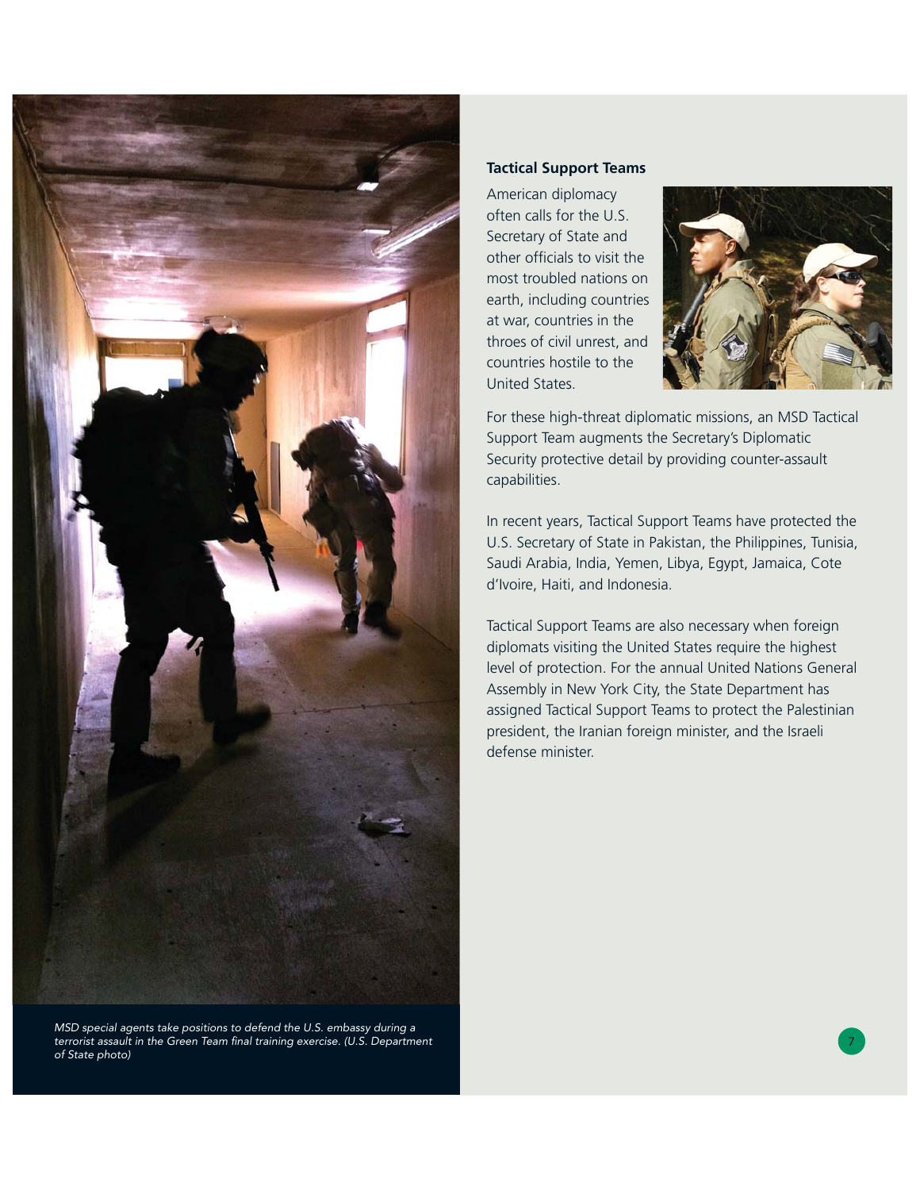MSD special agents take positions to defend the U.S. embassy during a terrorist assault in the Green Team final training exercise. (U.S. Department of State photo)

### Tactical Support Teams

American diplomacy often calls for the U.S. Secretary of State and other officials to visit the most troubled nations on earth, including countries at war, countries in the throes of civil unrest, and countries hostile to the United States.

For these high-threat diplomatic missions, an MSD Tactical Support Team augments the Secretary's Diplomatic Security protective detail by providing counter-assault capabilities.

In recent years, Tactical Support Teams have protected the U.S. Secretary of State in Pakistan, the Philippines, Tunisia, Saudi Arabia, India, Yemen, Libya, Egypt, Jamaica, Cote d'Ivoire, Haiti, and Indonesia.

Tactical Support Teams are also necessary when foreign diplomats visiting the United States require the highest level of protection. For the annual United Nations General Assembly in New York City, the State Department has assigned Tactical Support Teams to protect the Palestinian president, the Iranian foreign minister, and the Israeli defense minister.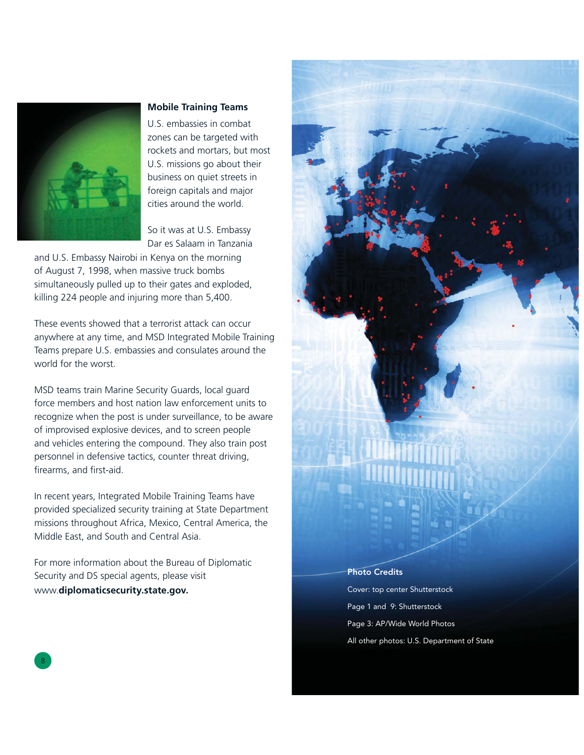## Mobile Training Teams

U.S. embassies in combat zones can be targeted with rockets and mortars, but most U.S. missions go about their business on quiet streets in foreign capitals and major cities around the world.

So it was at U.S. Embassy Dar es Salaam in Tanzania and U.S. Embassy Nairobi in Kenya on the morning of August 7, 1998, when massive truck bombs simultaneously pulled up to their gates and exploded, killing 224 people and injuring more than 5,400.

These events showed that a terrorist attack can occur anywhere at any time, and MSD Integrated Mobile Training Teams prepare U.S. embassies and consulates around the world for the worst.

MSD teams train Marine Security Guards, local guard force members and host nation law enforcement units to recognize when the post is under surveillance, to be aware of improvised explosive devices, and to screen people and vehicles entering the compound. They also train post personnel in defensive tactics, counter threat driving, firearms, and first-aid.

In recent years, Integrated Mobile Training Teams have provided specialized security training at State Department missions throughout Africa, Mexico, Central America, the Middle East, and South and Central Asia.

For more information about the Bureau of Diplomatic Security and DS special agents, please visit www.**diplomaticsecurity.state.gov.**

**Photo Credits**

Cover: top center Shutterstock

Page 1 and 9: Shutterstock

Page 3: AP/Wide World Photos

All other photos: U.S. Department of State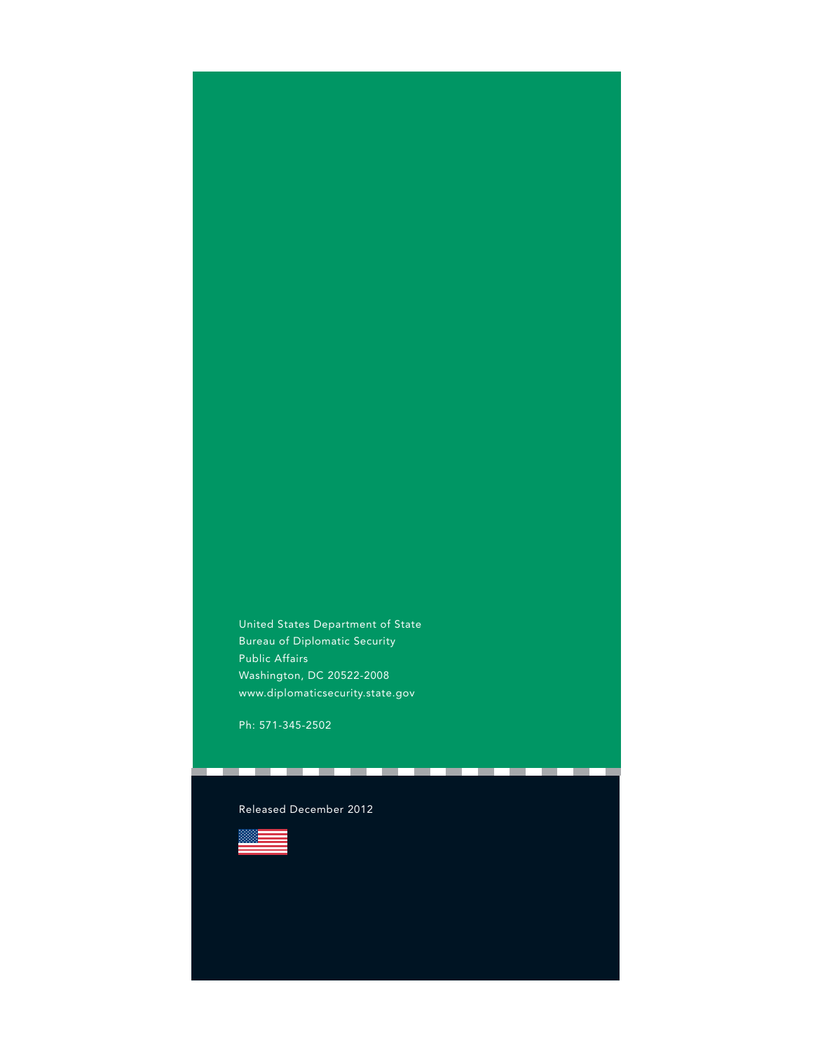United States Department of State
Bureau of Diplomatic Security
Public Affairs
Washington, DC 20522-2008
www.diplomaticsecurity.state.gov

Ph: 571-345-2502

Released December 2012